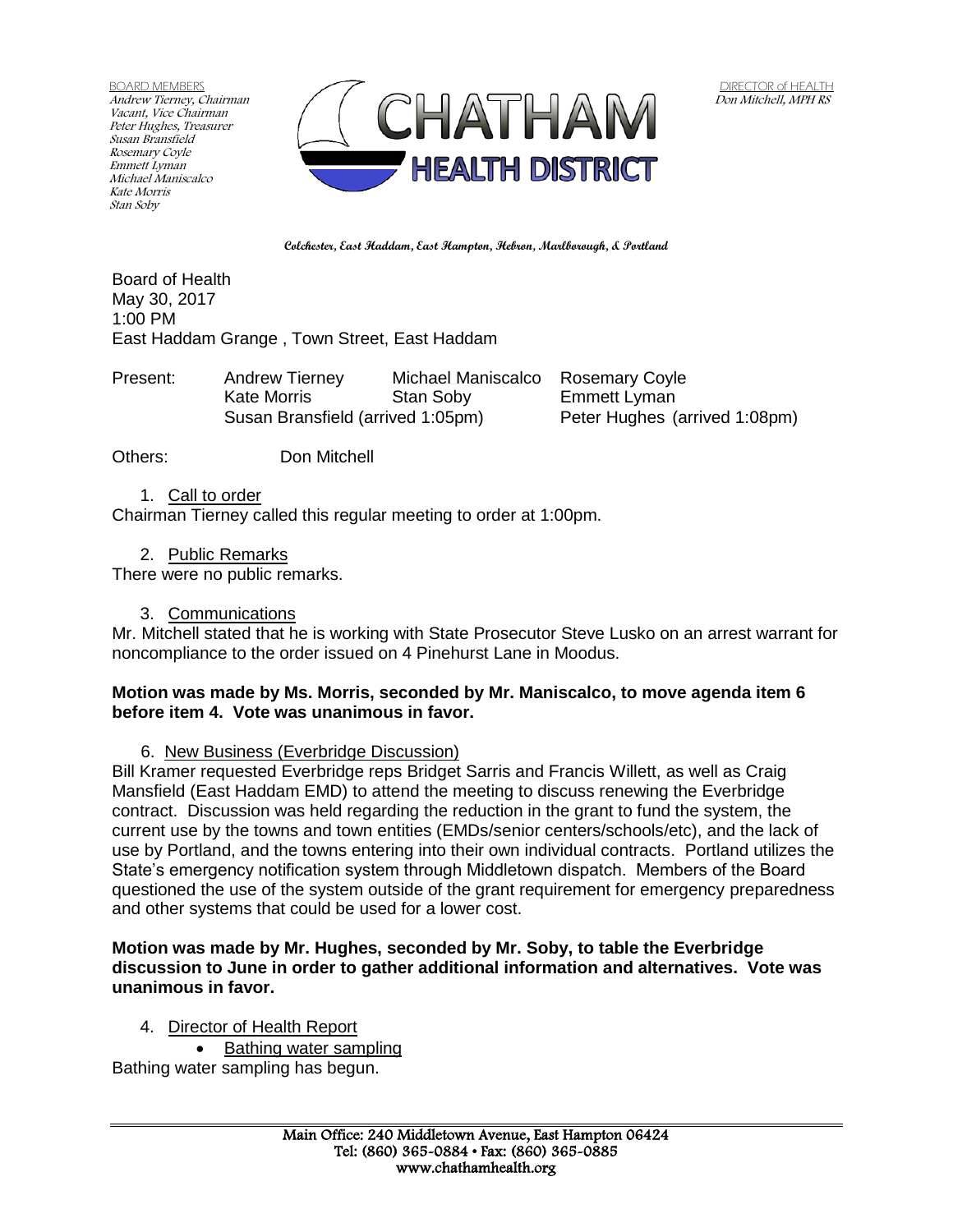BOARD MEMBERS
*Andrew Tierney, Chairman*
*Vacant, Vice Chairman*
*Peter Hughes, Treasurer*
*Susan Bransfield*
*Rosemary Coyle*
*Emmett Lyman*
*Michael Maniscalco*
*Kate Morris*
*Stan Soby*

CHATHAM HEALTH DISTRICT

DIRECTOR of HEALTH
*Don Mitchell, MPH RS*

**Colchester, East Haddam, East Hampton, Hebron, Marlborough, & Portland**

Board of Health
May 30, 2017
1:00 PM
East Haddam Grange , Town Street, East Haddam

| Present: | Andrew Tierney | Michael Maniscalco | Rosemary Coyle |
|---|---|---|---|
| | Kate Morris | Stan Soby | Emmett Lyman |
| | Susan Bransfield (arrived 1:05pm) | | Peter Hughes (arrived 1:08pm) |

Others: Don Mitchell

1. Call to order

Chairman Tierney called this regular meeting to order at 1:00pm.

2. Public Remarks

There were no public remarks.

3. Communications

Mr. Mitchell stated that he is working with State Prosecutor Steve Lusko on an arrest warrant for noncompliance to the order issued on 4 Pinehurst Lane in Moodus.

**Motion was made by Ms. Morris, seconded by Mr. Maniscalco, to move agenda item 6 before item 4. Vote was unanimous in favor.**

6. New Business (Everbridge Discussion)

Bill Kramer requested Everbridge reps Bridget Sarris and Francis Willett, as well as Craig Mansfield (East Haddam EMD) to attend the meeting to discuss renewing the Everbridge contract. Discussion was held regarding the reduction in the grant to fund the system, the current use by the towns and town entities (EMDs/senior centers/schools/etc), and the lack of use by Portland, and the towns entering into their own individual contracts. Portland utilizes the State's emergency notification system through Middletown dispatch. Members of the Board questioned the use of the system outside of the grant requirement for emergency preparedness and other systems that could be used for a lower cost.

**Motion was made by Mr. Hughes, seconded by Mr. Soby, to table the Everbridge discussion to June in order to gather additional information and alternatives. Vote was unanimous in favor.**

4. Director of Health Report
   - Bathing water sampling

Bathing water sampling has begun.

Main Office: 240 Middletown Avenue, East Hampton 06424
Tel: (860) 365-0884 • Fax: (860) 365-0885
www.chathamhealth.org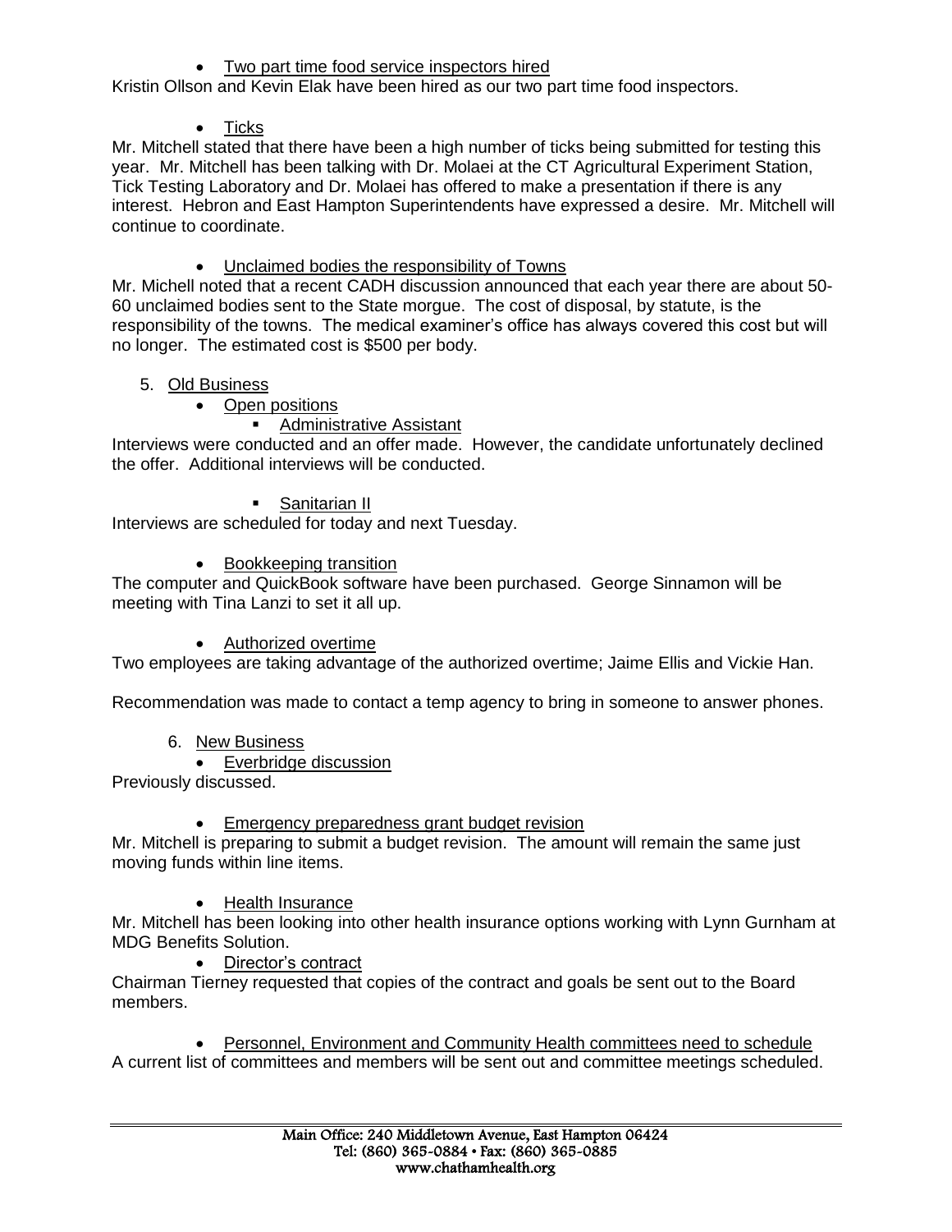- <u>Two part time food service inspectors hired</u>

Kristin Ollson and Kevin Elak have been hired as our two part time food inspectors.

- <u>Ticks</u>

Mr. Mitchell stated that there have been a high number of ticks being submitted for testing this year. Mr. Mitchell has been talking with Dr. Molaei at the CT Agricultural Experiment Station, Tick Testing Laboratory and Dr. Molaei has offered to make a presentation if there is any interest. Hebron and East Hampton Superintendents have expressed a desire. Mr. Mitchell will continue to coordinate.

- <u>Unclaimed bodies the responsibility of Towns</u>

Mr. Michell noted that a recent CADH discussion announced that each year there are about 50-60 unclaimed bodies sent to the State morgue. The cost of disposal, by statute, is the responsibility of the towns. The medical examiner's office has always covered this cost but will no longer. The estimated cost is $500 per body.

5. <u>Old Business</u>
   - <u>Open positions</u>
     - <u>Administrative Assistant</u>

Interviews were conducted and an offer made. However, the candidate unfortunately declined the offer. Additional interviews will be conducted.

- <u>Sanitarian II</u>

Interviews are scheduled for today and next Tuesday.

- <u>Bookkeeping transition</u>

The computer and QuickBook software have been purchased. George Sinnamon will be meeting with Tina Lanzi to set it all up.

- <u>Authorized overtime</u>

Two employees are taking advantage of the authorized overtime; Jaime Ellis and Vickie Han.

Recommendation was made to contact a temp agency to bring in someone to answer phones.

6. <u>New Business</u>
   - <u>Everbridge discussion</u>

Previously discussed.

- <u>Emergency preparedness grant budget revision</u>

Mr. Mitchell is preparing to submit a budget revision. The amount will remain the same just moving funds within line items.

- <u>Health Insurance</u>

Mr. Mitchell has been looking into other health insurance options working with Lynn Gurnham at MDG Benefits Solution.

- <u>Director's contract</u>

Chairman Tierney requested that copies of the contract and goals be sent out to the Board members.

- <u>Personnel, Environment and Community Health committees need to schedule</u>

A current list of committees and members will be sent out and committee meetings scheduled.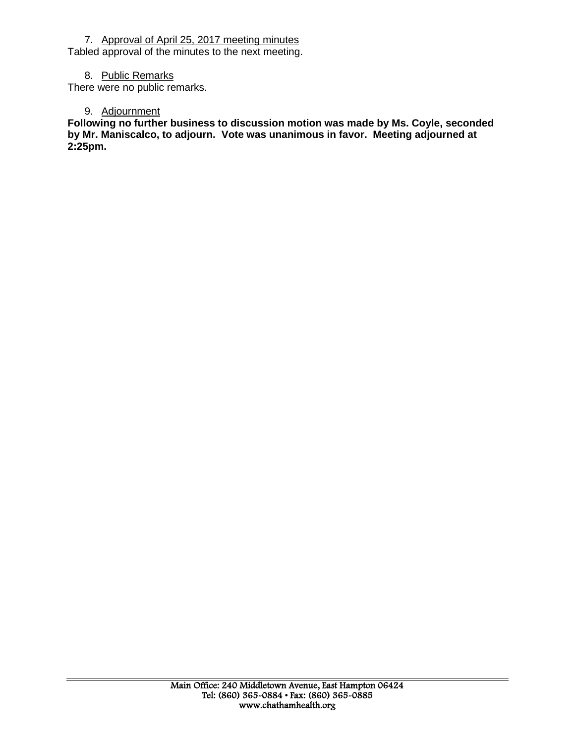7. Approval of April 25, 2017 meeting minutes

Tabled approval of the minutes to the next meeting.

8. Public Remarks

There were no public remarks.

9. Adjournment

**Following no further business to discussion motion was made by Ms. Coyle, seconded by Mr. Maniscalco, to adjourn. Vote was unanimous in favor. Meeting adjourned at 2:25pm.**